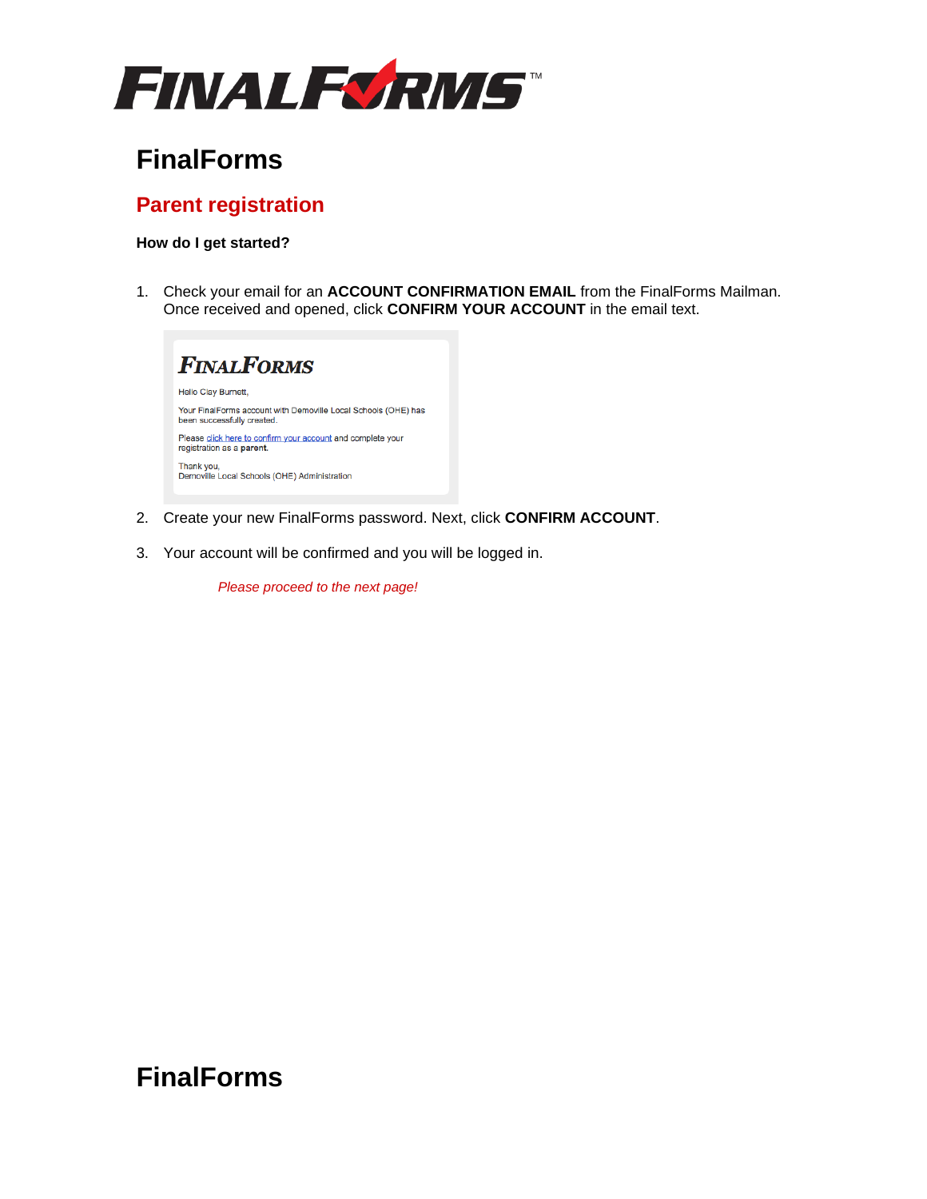# FinalForms

## Parent registration

**How do I get started?**

1. Check your email for an **ACCOUNT CONFIRMATION EMAIL** from the FinalForms Mailman. Once received and opened, click **CONFIRM YOUR ACCOUNT** in the email text.

   > **FINALFORMS**
   >
   > Hello Clay Burnett,
   >
   > Your FinalForms account with Demoville Local Schools (OHE) has been successfully created.
   >
   > Please click here to confirm your account and complete your registration as a **parent**.
   >
   > Thank you,
   > Demoville Local Schools (OHE) Administration

2. Create your new FinalForms password. Next, click **CONFIRM ACCOUNT**.

3. Your account will be confirmed and you will be logged in.

*Please proceed to the next page!*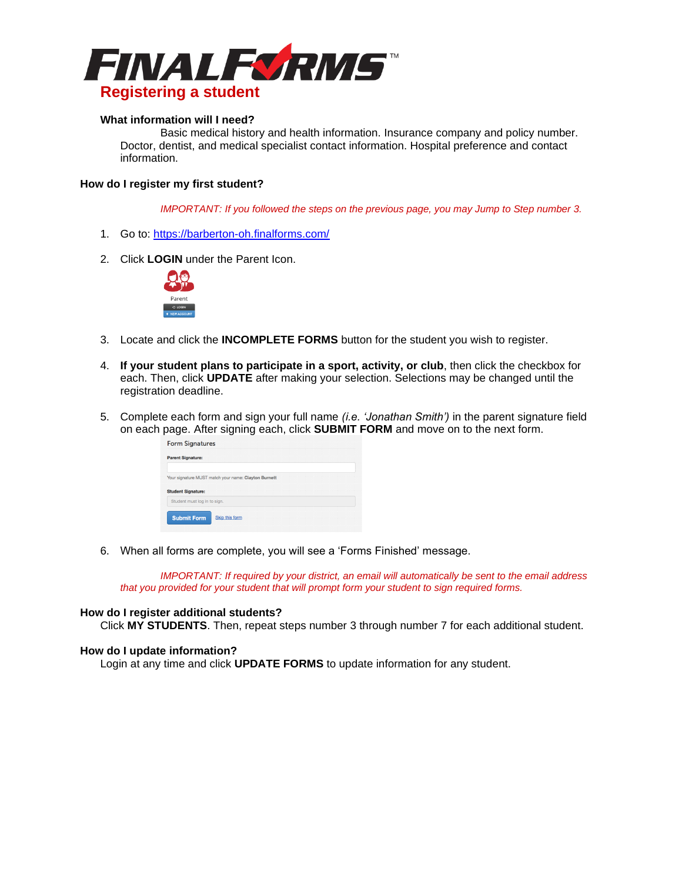# FINALFORMS™

## Registering a student

**What information will I need?**

Basic medical history and health information. Insurance company and policy number. Doctor, dentist, and medical specialist contact information. Hospital preference and contact information.

**How do I register my first student?**

*IMPORTANT: If you followed the steps on the previous page, you may Jump to Step number 3.*

1. Go to: https://barberton-oh.finalforms.com/
2. Click **LOGIN** under the Parent Icon.
3. Locate and click the **INCOMPLETE FORMS** button for the student you wish to register.
4. **If your student plans to participate in a sport, activity, or club**, then click the checkbox for each. Then, click **UPDATE** after making your selection. Selections may be changed until the registration deadline.
5. Complete each form and sign your full name *(i.e. 'Jonathan Smith')* in the parent signature field on each page. After signing each, click **SUBMIT FORM** and move on to the next form.
6. When all forms are complete, you will see a 'Forms Finished' message.

*IMPORTANT: If required by your district, an email will automatically be sent to the email address that you provided for your student that will prompt form your student to sign required forms.*

**How do I register additional students?**

Click **MY STUDENTS**. Then, repeat steps number 3 through number 7 for each additional student.

**How do I update information?**

Login at any time and click **UPDATE FORMS** to update information for any student.